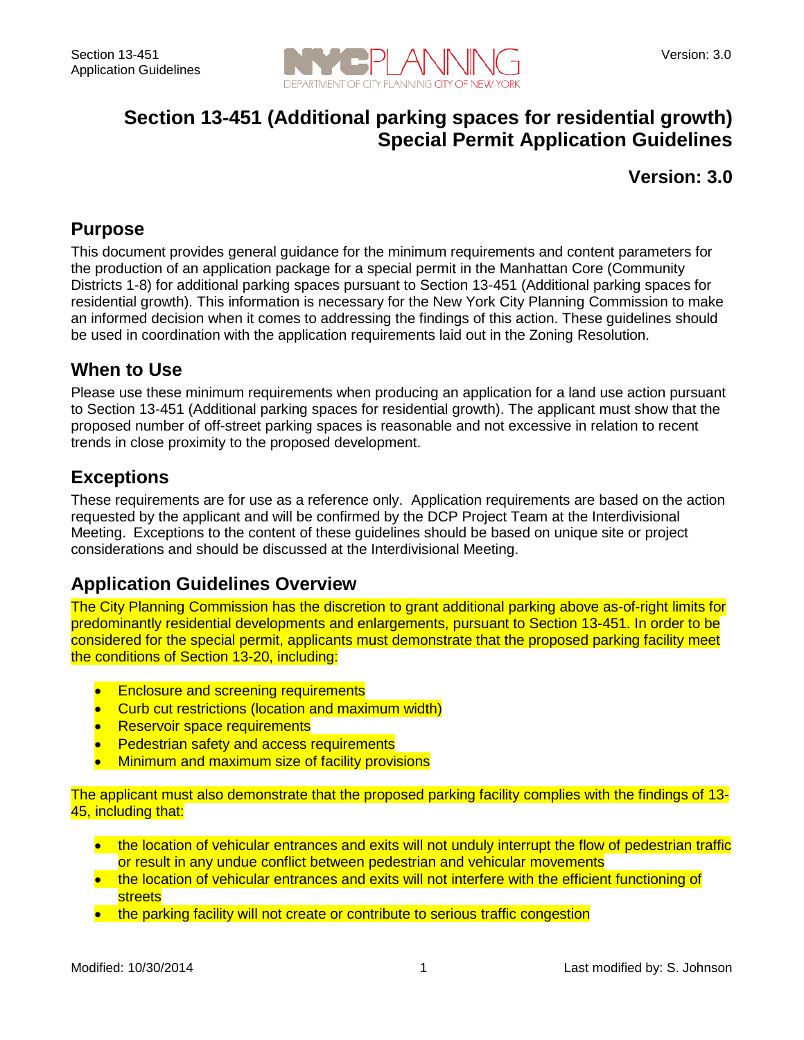# Section 13-451 (Additional parking spaces for residential growth) Special Permit Application Guidelines

**Version: 3.0**

## Purpose

This document provides general guidance for the minimum requirements and content parameters for the production of an application package for a special permit in the Manhattan Core (Community Districts 1-8) for additional parking spaces pursuant to Section 13-451 (Additional parking spaces for residential growth). This information is necessary for the New York City Planning Commission to make an informed decision when it comes to addressing the findings of this action. These guidelines should be used in coordination with the application requirements laid out in the Zoning Resolution.

## When to Use

Please use these minimum requirements when producing an application for a land use action pursuant to Section 13-451 (Additional parking spaces for residential growth). The applicant must show that the proposed number of off-street parking spaces is reasonable and not excessive in relation to recent trends in close proximity to the proposed development.

## Exceptions

These requirements are for use as a reference only. Application requirements are based on the action requested by the applicant and will be confirmed by the DCP Project Team at the Interdivisional Meeting. Exceptions to the content of these guidelines should be based on unique site or project considerations and should be discussed at the Interdivisional Meeting.

## Application Guidelines Overview

The City Planning Commission has the discretion to grant additional parking above as-of-right limits for predominantly residential developments and enlargements, pursuant to Section 13-451. In order to be considered for the special permit, applicants must demonstrate that the proposed parking facility meet the conditions of Section 13-20, including:

- Enclosure and screening requirements
- Curb cut restrictions (location and maximum width)
- Reservoir space requirements
- Pedestrian safety and access requirements
- Minimum and maximum size of facility provisions

The applicant must also demonstrate that the proposed parking facility complies with the findings of 13-45, including that:

- the location of vehicular entrances and exits will not unduly interrupt the flow of pedestrian traffic or result in any undue conflict between pedestrian and vehicular movements
- the location of vehicular entrances and exits will not interfere with the efficient functioning of streets
- the parking facility will not create or contribute to serious traffic congestion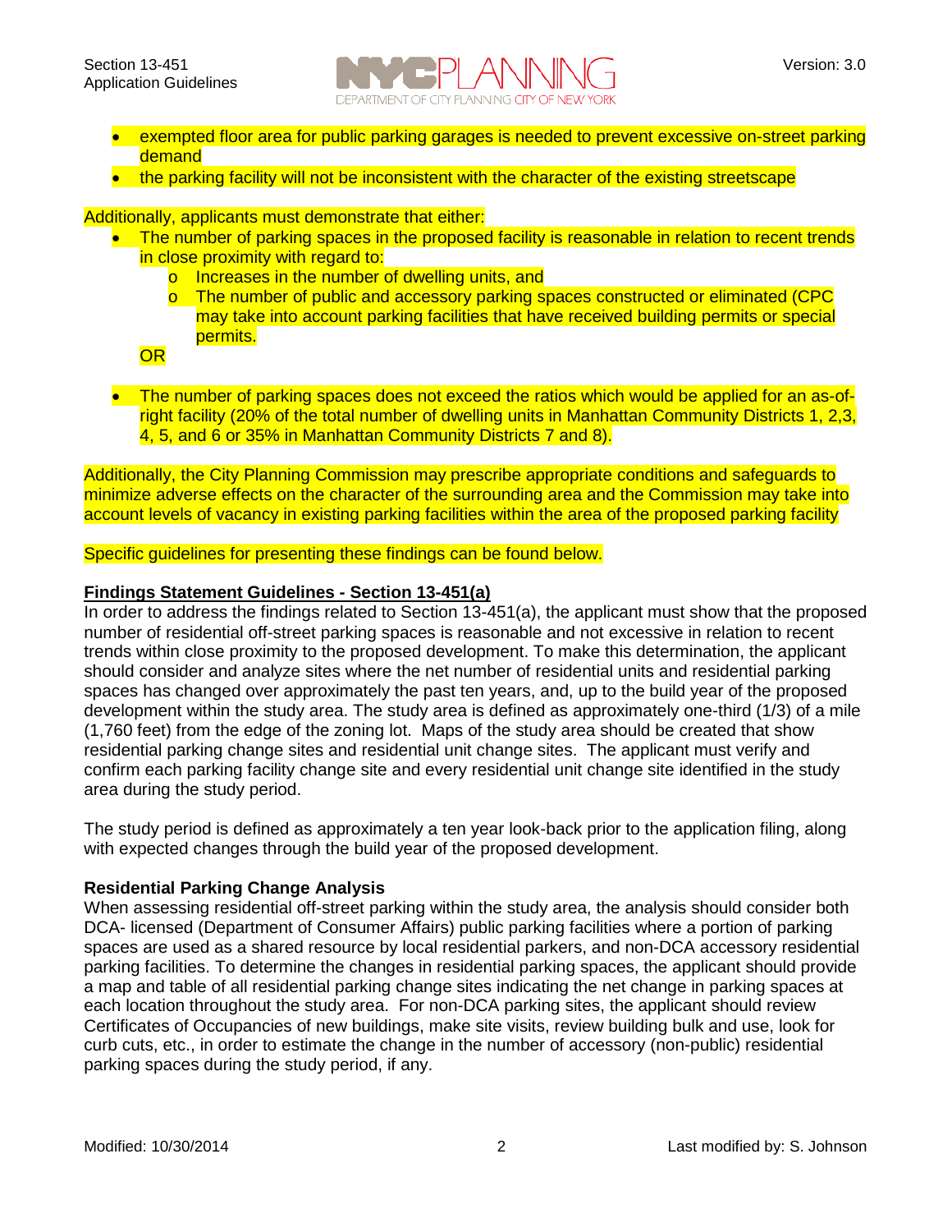- exempted floor area for public parking garages is needed to prevent excessive on-street parking demand
- the parking facility will not be inconsistent with the character of the existing streetscape

Additionally, applicants must demonstrate that either:

- The number of parking spaces in the proposed facility is reasonable in relation to recent trends in close proximity with regard to:
  - Increases in the number of dwelling units, and
  - The number of public and accessory parking spaces constructed or eliminated (CPC may take into account parking facilities that have received building permits or special permits.

  OR

- The number of parking spaces does not exceed the ratios which would be applied for an as-of-right facility (20% of the total number of dwelling units in Manhattan Community Districts 1, 2,3, 4, 5, and 6 or 35% in Manhattan Community Districts 7 and 8).

Additionally, the City Planning Commission may prescribe appropriate conditions and safeguards to minimize adverse effects on the character of the surrounding area and the Commission may take into account levels of vacancy in existing parking facilities within the area of the proposed parking facility

Specific guidelines for presenting these findings can be found below.

**Findings Statement Guidelines - Section 13-451(a)**

In order to address the findings related to Section 13-451(a), the applicant must show that the proposed number of residential off-street parking spaces is reasonable and not excessive in relation to recent trends within close proximity to the proposed development. To make this determination, the applicant should consider and analyze sites where the net number of residential units and residential parking spaces has changed over approximately the past ten years, and, up to the build year of the proposed development within the study area. The study area is defined as approximately one-third (1/3) of a mile (1,760 feet) from the edge of the zoning lot. Maps of the study area should be created that show residential parking change sites and residential unit change sites. The applicant must verify and confirm each parking facility change site and every residential unit change site identified in the study area during the study period.

The study period is defined as approximately a ten year look-back prior to the application filing, along with expected changes through the build year of the proposed development.

**Residential Parking Change Analysis**

When assessing residential off-street parking within the study area, the analysis should consider both DCA- licensed (Department of Consumer Affairs) public parking facilities where a portion of parking spaces are used as a shared resource by local residential parkers, and non-DCA accessory residential parking facilities. To determine the changes in residential parking spaces, the applicant should provide a map and table of all residential parking change sites indicating the net change in parking spaces at each location throughout the study area. For non-DCA parking sites, the applicant should review Certificates of Occupancies of new buildings, make site visits, review building bulk and use, look for curb cuts, etc., in order to estimate the change in the number of accessory (non-public) residential parking spaces during the study period, if any.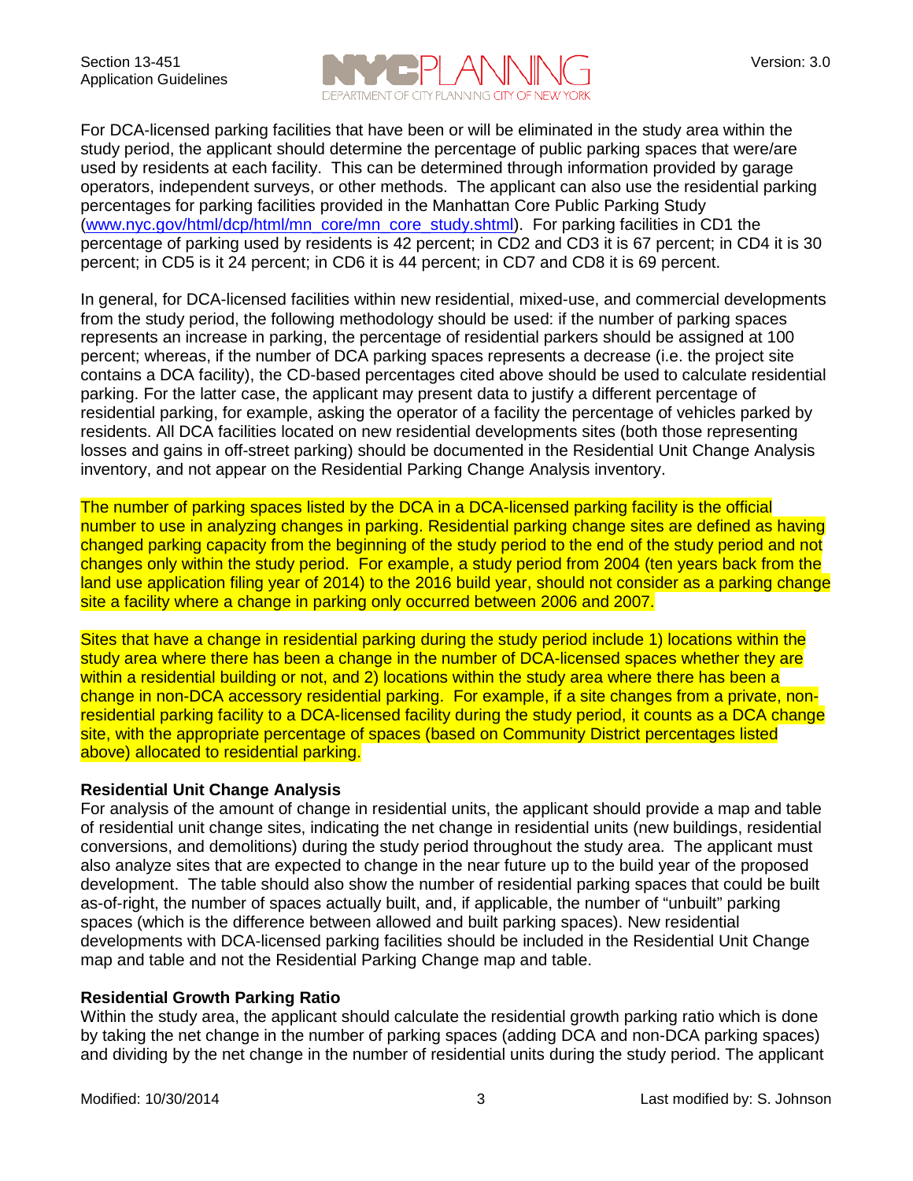For DCA-licensed parking facilities that have been or will be eliminated in the study area within the study period, the applicant should determine the percentage of public parking spaces that were/are used by residents at each facility. This can be determined through information provided by garage operators, independent surveys, or other methods. The applicant can also use the residential parking percentages for parking facilities provided in the Manhattan Core Public Parking Study (www.nyc.gov/html/dcp/html/mn_core/mn_core_study.shtml). For parking facilities in CD1 the percentage of parking used by residents is 42 percent; in CD2 and CD3 it is 67 percent; in CD4 it is 30 percent; in CD5 is it 24 percent; in CD6 it is 44 percent; in CD7 and CD8 it is 69 percent.

In general, for DCA-licensed facilities within new residential, mixed-use, and commercial developments from the study period, the following methodology should be used: if the number of parking spaces represents an increase in parking, the percentage of residential parkers should be assigned at 100 percent; whereas, if the number of DCA parking spaces represents a decrease (i.e. the project site contains a DCA facility), the CD-based percentages cited above should be used to calculate residential parking. For the latter case, the applicant may present data to justify a different percentage of residential parking, for example, asking the operator of a facility the percentage of vehicles parked by residents. All DCA facilities located on new residential developments sites (both those representing losses and gains in off-street parking) should be documented in the Residential Unit Change Analysis inventory, and not appear on the Residential Parking Change Analysis inventory.

The number of parking spaces listed by the DCA in a DCA-licensed parking facility is the official number to use in analyzing changes in parking. Residential parking change sites are defined as having changed parking capacity from the beginning of the study period to the end of the study period and not changes only within the study period. For example, a study period from 2004 (ten years back from the land use application filing year of 2014) to the 2016 build year, should not consider as a parking change site a facility where a change in parking only occurred between 2006 and 2007.

Sites that have a change in residential parking during the study period include 1) locations within the study area where there has been a change in the number of DCA-licensed spaces whether they are within a residential building or not, and 2) locations within the study area where there has been a change in non-DCA accessory residential parking. For example, if a site changes from a private, non-residential parking facility to a DCA-licensed facility during the study period, it counts as a DCA change site, with the appropriate percentage of spaces (based on Community District percentages listed above) allocated to residential parking.

**Residential Unit Change Analysis**

For analysis of the amount of change in residential units, the applicant should provide a map and table of residential unit change sites, indicating the net change in residential units (new buildings, residential conversions, and demolitions) during the study period throughout the study area. The applicant must also analyze sites that are expected to change in the near future up to the build year of the proposed development. The table should also show the number of residential parking spaces that could be built as-of-right, the number of spaces actually built, and, if applicable, the number of "unbuilt" parking spaces (which is the difference between allowed and built parking spaces). New residential developments with DCA-licensed parking facilities should be included in the Residential Unit Change map and table and not the Residential Parking Change map and table.

**Residential Growth Parking Ratio**

Within the study area, the applicant should calculate the residential growth parking ratio which is done by taking the net change in the number of parking spaces (adding DCA and non-DCA parking spaces) and dividing by the net change in the number of residential units during the study period. The applicant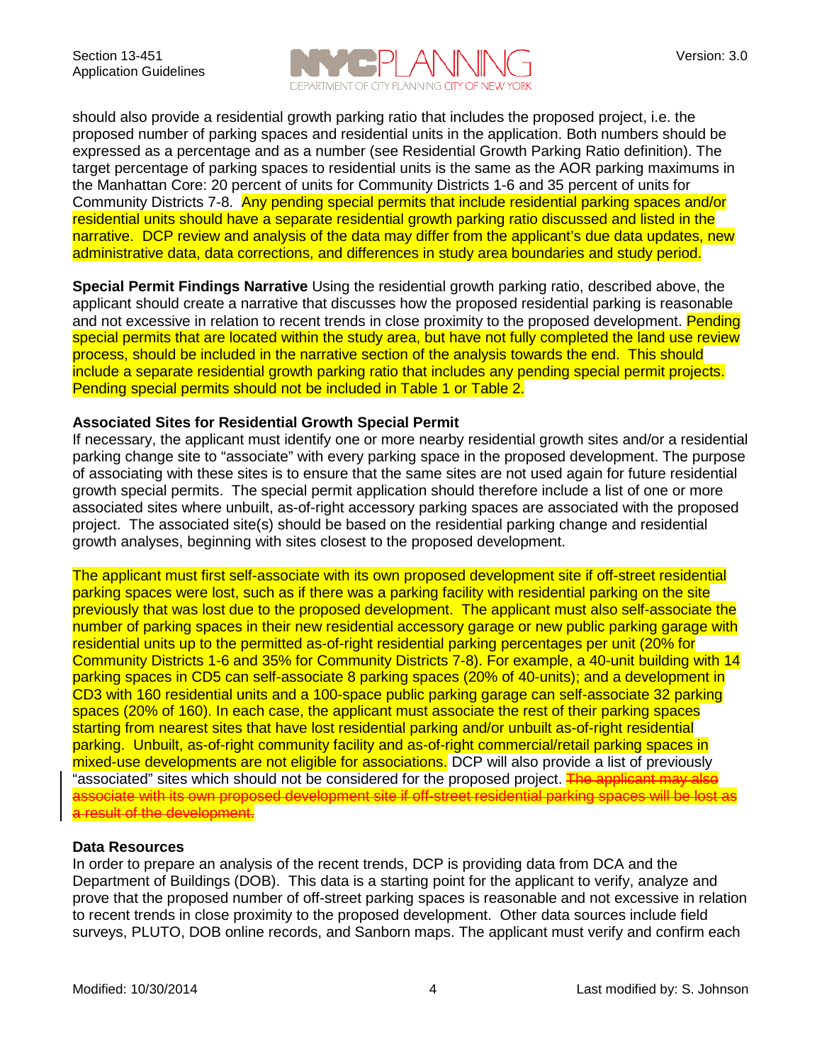should also provide a residential growth parking ratio that includes the proposed project, i.e. the proposed number of parking spaces and residential units in the application. Both numbers should be expressed as a percentage and as a number (see Residential Growth Parking Ratio definition). The target percentage of parking spaces to residential units is the same as the AOR parking maximums in the Manhattan Core: 20 percent of units for Community Districts 1-6 and 35 percent of units for Community Districts 7-8. Any pending special permits that include residential parking spaces and/or residential units should have a separate residential growth parking ratio discussed and listed in the narrative. DCP review and analysis of the data may differ from the applicant's due data updates, new administrative data, data corrections, and differences in study area boundaries and study period.

**Special Permit Findings Narrative** Using the residential growth parking ratio, described above, the applicant should create a narrative that discusses how the proposed residential parking is reasonable and not excessive in relation to recent trends in close proximity to the proposed development. Pending special permits that are located within the study area, but have not fully completed the land use review process, should be included in the narrative section of the analysis towards the end. This should include a separate residential growth parking ratio that includes any pending special permit projects. Pending special permits should not be included in Table 1 or Table 2.

**Associated Sites for Residential Growth Special Permit**

If necessary, the applicant must identify one or more nearby residential growth sites and/or a residential parking change site to "associate" with every parking space in the proposed development. The purpose of associating with these sites is to ensure that the same sites are not used again for future residential growth special permits. The special permit application should therefore include a list of one or more associated sites where unbuilt, as-of-right accessory parking spaces are associated with the proposed project. The associated site(s) should be based on the residential parking change and residential growth analyses, beginning with sites closest to the proposed development.

The applicant must first self-associate with its own proposed development site if off-street residential parking spaces were lost, such as if there was a parking facility with residential parking on the site previously that was lost due to the proposed development. The applicant must also self-associate the number of parking spaces in their new residential accessory garage or new public parking garage with residential units up to the permitted as-of-right residential parking percentages per unit (20% for Community Districts 1-6 and 35% for Community Districts 7-8). For example, a 40-unit building with 14 parking spaces in CD5 can self-associate 8 parking spaces (20% of 40-units); and a development in CD3 with 160 residential units and a 100-space public parking garage can self-associate 32 parking spaces (20% of 160). In each case, the applicant must associate the rest of their parking spaces starting from nearest sites that have lost residential parking and/or unbuilt as-of-right residential parking. Unbuilt, as-of-right community facility and as-of-right commercial/retail parking spaces in mixed-use developments are not eligible for associations. DCP will also provide a list of previously "associated" sites which should not be considered for the proposed project. ~~The applicant may also associate with its own proposed development site if off-street residential parking spaces will be lost as a result of the development.~~

**Data Resources**

In order to prepare an analysis of the recent trends, DCP is providing data from DCA and the Department of Buildings (DOB). This data is a starting point for the applicant to verify, analyze and prove that the proposed number of off-street parking spaces is reasonable and not excessive in relation to recent trends in close proximity to the proposed development. Other data sources include field surveys, PLUTO, DOB online records, and Sanborn maps. The applicant must verify and confirm each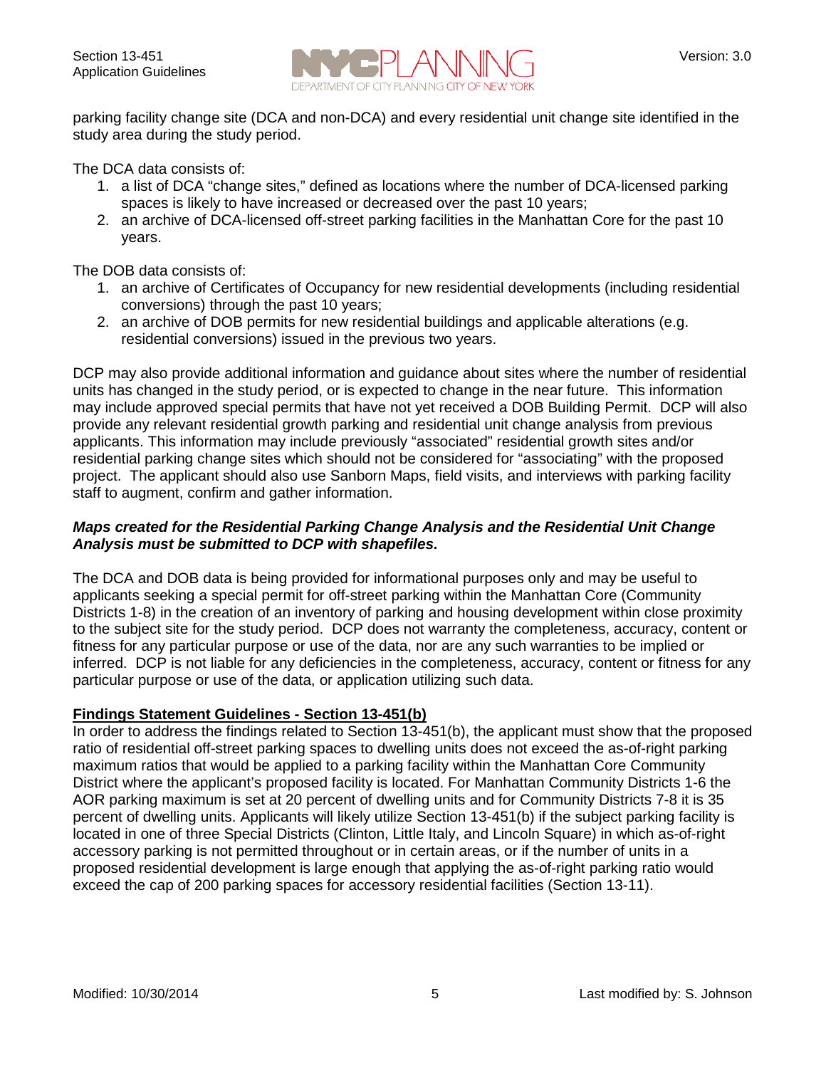parking facility change site (DCA and non-DCA) and every residential unit change site identified in the study area during the study period.

The DCA data consists of:

1. a list of DCA "change sites," defined as locations where the number of DCA-licensed parking spaces is likely to have increased or decreased over the past 10 years;
2. an archive of DCA-licensed off-street parking facilities in the Manhattan Core for the past 10 years.

The DOB data consists of:

1. an archive of Certificates of Occupancy for new residential developments (including residential conversions) through the past 10 years;
2. an archive of DOB permits for new residential buildings and applicable alterations (e.g. residential conversions) issued in the previous two years.

DCP may also provide additional information and guidance about sites where the number of residential units has changed in the study period, or is expected to change in the near future. This information may include approved special permits that have not yet received a DOB Building Permit. DCP will also provide any relevant residential growth parking and residential unit change analysis from previous applicants. This information may include previously "associated" residential growth sites and/or residential parking change sites which should not be considered for "associating" with the proposed project. The applicant should also use Sanborn Maps, field visits, and interviews with parking facility staff to augment, confirm and gather information.

***Maps created for the Residential Parking Change Analysis and the Residential Unit Change Analysis must be submitted to DCP with shapefiles.***

The DCA and DOB data is being provided for informational purposes only and may be useful to applicants seeking a special permit for off-street parking within the Manhattan Core (Community Districts 1-8) in the creation of an inventory of parking and housing development within close proximity to the subject site for the study period. DCP does not warranty the completeness, accuracy, content or fitness for any particular purpose or use of the data, nor are any such warranties to be implied or inferred. DCP is not liable for any deficiencies in the completeness, accuracy, content or fitness for any particular purpose or use of the data, or application utilizing such data.

## Findings Statement Guidelines - Section 13-451(b)

In order to address the findings related to Section 13-451(b), the applicant must show that the proposed ratio of residential off-street parking spaces to dwelling units does not exceed the as-of-right parking maximum ratios that would be applied to a parking facility within the Manhattan Core Community District where the applicant's proposed facility is located. For Manhattan Community Districts 1-6 the AOR parking maximum is set at 20 percent of dwelling units and for Community Districts 7-8 it is 35 percent of dwelling units. Applicants will likely utilize Section 13-451(b) if the subject parking facility is located in one of three Special Districts (Clinton, Little Italy, and Lincoln Square) in which as-of-right accessory parking is not permitted throughout or in certain areas, or if the number of units in a proposed residential development is large enough that applying the as-of-right parking ratio would exceed the cap of 200 parking spaces for accessory residential facilities (Section 13-11).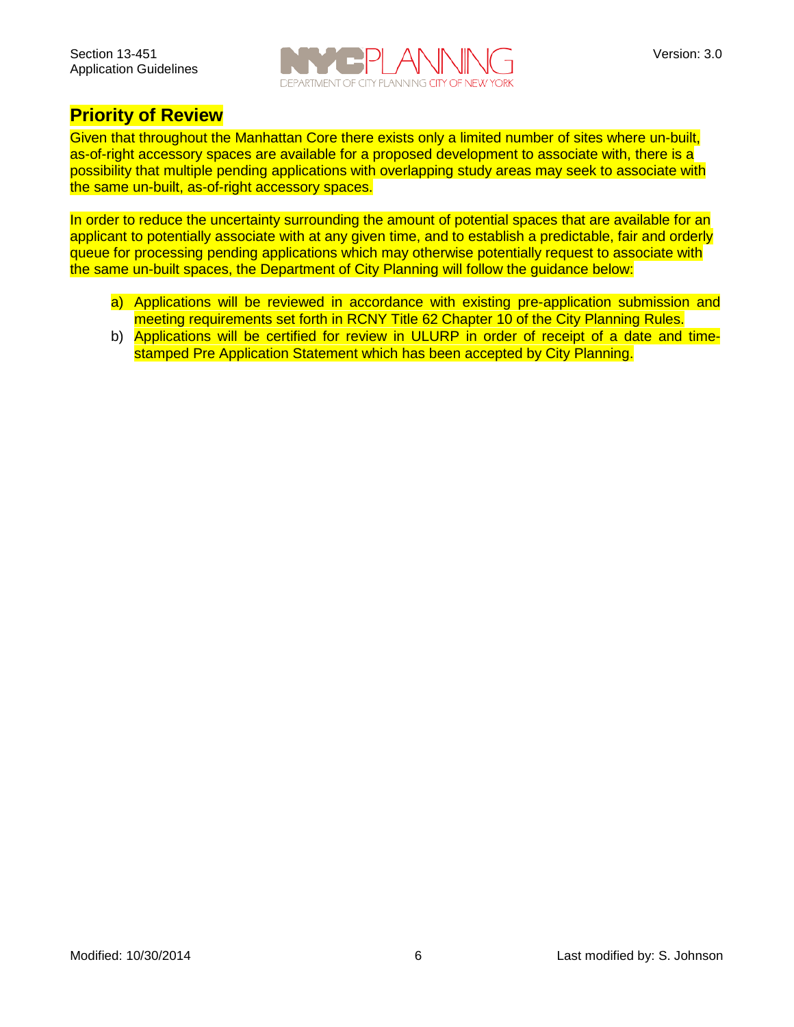## Priority of Review

Given that throughout the Manhattan Core there exists only a limited number of sites where un-built, as-of-right accessory spaces are available for a proposed development to associate with, there is a possibility that multiple pending applications with overlapping study areas may seek to associate with the same un-built, as-of-right accessory spaces.

In order to reduce the uncertainty surrounding the amount of potential spaces that are available for an applicant to potentially associate with at any given time, and to establish a predictable, fair and orderly queue for processing pending applications which may otherwise potentially request to associate with the same un-built spaces, the Department of City Planning will follow the guidance below:

a) Applications will be reviewed in accordance with existing pre-application submission and meeting requirements set forth in RCNY Title 62 Chapter 10 of the City Planning Rules.

b) Applications will be certified for review in ULURP in order of receipt of a date and time-stamped Pre Application Statement which has been accepted by City Planning.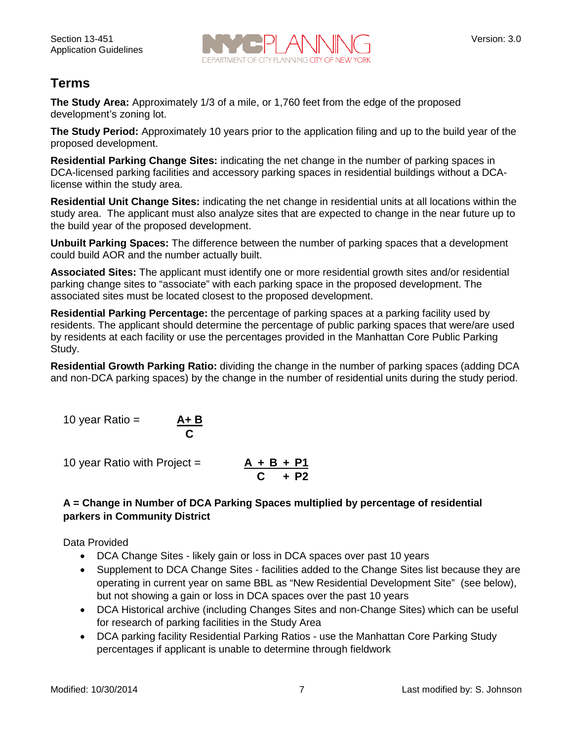## Terms

**The Study Area:** Approximately 1/3 of a mile, or 1,760 feet from the edge of the proposed development's zoning lot.

**The Study Period:** Approximately 10 years prior to the application filing and up to the build year of the proposed development.

**Residential Parking Change Sites:** indicating the net change in the number of parking spaces in DCA-licensed parking facilities and accessory parking spaces in residential buildings without a DCA-license within the study area.

**Residential Unit Change Sites:** indicating the net change in residential units at all locations within the study area. The applicant must also analyze sites that are expected to change in the near future up to the build year of the proposed development.

**Unbuilt Parking Spaces:** The difference between the number of parking spaces that a development could build AOR and the number actually built.

**Associated Sites:** The applicant must identify one or more residential growth sites and/or residential parking change sites to "associate" with each parking space in the proposed development. The associated sites must be located closest to the proposed development.

**Residential Parking Percentage:** the percentage of parking spaces at a parking facility used by residents. The applicant should determine the percentage of public parking spaces that were/are used by residents at each facility or use the percentages provided in the Manhattan Core Public Parking Study.

**Residential Growth Parking Ratio:** dividing the change in the number of parking spaces (adding DCA and non-DCA parking spaces) by the change in the number of residential units during the study period.

$$\text{10 year Ratio} = \frac{A + B}{C}$$

$$\text{10 year Ratio with Project} = \frac{A + B + P1}{C + P2}$$

**A = Change in Number of DCA Parking Spaces multiplied by percentage of residential parkers in Community District**

Data Provided

- DCA Change Sites - likely gain or loss in DCA spaces over past 10 years
- Supplement to DCA Change Sites - facilities added to the Change Sites list because they are operating in current year on same BBL as "New Residential Development Site" (see below), but not showing a gain or loss in DCA spaces over the past 10 years
- DCA Historical archive (including Changes Sites and non-Change Sites) which can be useful for research of parking facilities in the Study Area
- DCA parking facility Residential Parking Ratios - use the Manhattan Core Parking Study percentages if applicant is unable to determine through fieldwork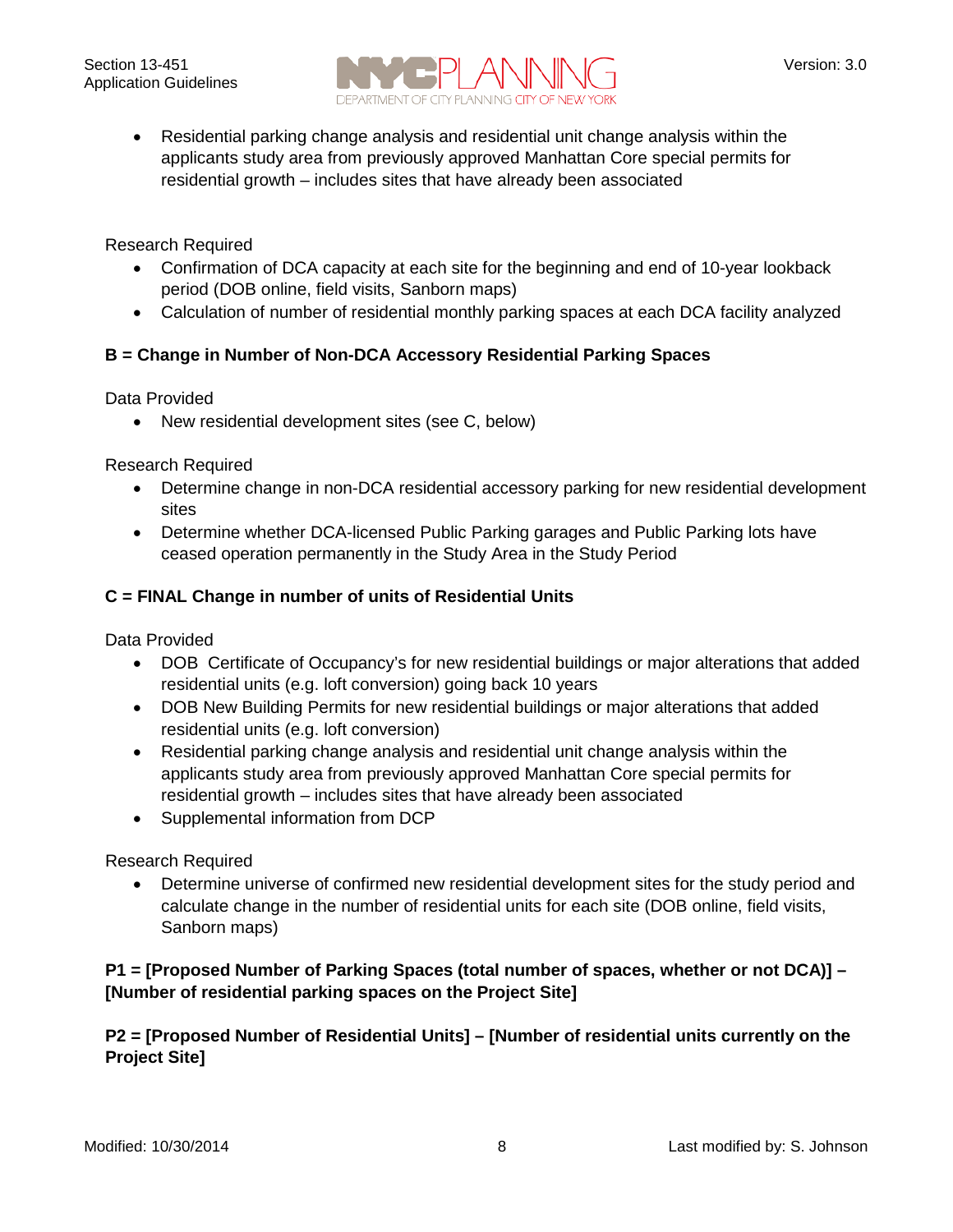- Residential parking change analysis and residential unit change analysis within the applicants study area from previously approved Manhattan Core special permits for residential growth – includes sites that have already been associated

Research Required

- Confirmation of DCA capacity at each site for the beginning and end of 10-year lookback period (DOB online, field visits, Sanborn maps)
- Calculation of number of residential monthly parking spaces at each DCA facility analyzed

**B = Change in Number of Non-DCA Accessory Residential Parking Spaces**

Data Provided

- New residential development sites (see C, below)

Research Required

- Determine change in non-DCA residential accessory parking for new residential development sites
- Determine whether DCA-licensed Public Parking garages and Public Parking lots have ceased operation permanently in the Study Area in the Study Period

**C = FINAL Change in number of units of Residential Units**

Data Provided

- DOB Certificate of Occupancy's for new residential buildings or major alterations that added residential units (e.g. loft conversion) going back 10 years
- DOB New Building Permits for new residential buildings or major alterations that added residential units (e.g. loft conversion)
- Residential parking change analysis and residential unit change analysis within the applicants study area from previously approved Manhattan Core special permits for residential growth – includes sites that have already been associated
- Supplemental information from DCP

Research Required

- Determine universe of confirmed new residential development sites for the study period and calculate change in the number of residential units for each site (DOB online, field visits, Sanborn maps)

**P1 = [Proposed Number of Parking Spaces (total number of spaces, whether or not DCA)] – [Number of residential parking spaces on the Project Site]**

**P2 = [Proposed Number of Residential Units] – [Number of residential units currently on the Project Site]**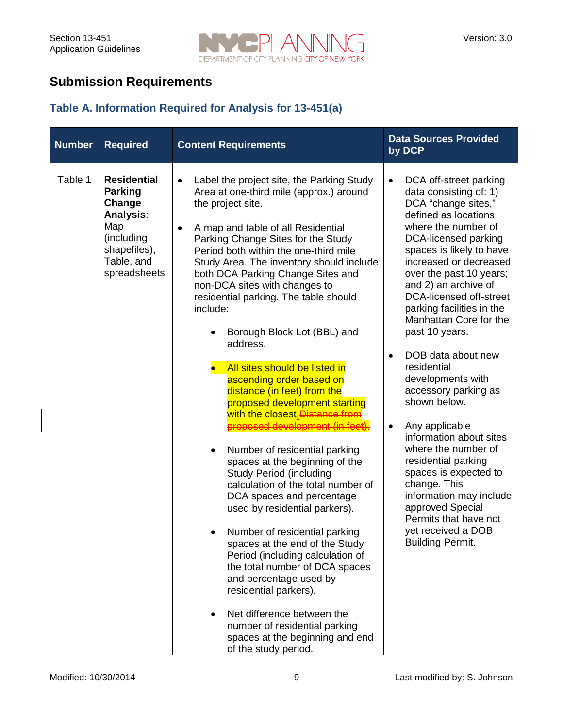## Submission Requirements

### Table A. Information Required for Analysis for 13-451(a)

| Number | Required | Content Requirements | Data Sources Provided by DCP |
|---|---|---|---|
| Table 1 | **Residential Parking Change Analysis**: Map (including shapefiles), Table, and spreadsheets | • Label the project site, the Parking Study Area at one-third mile (approx.) around the project site.<br><br>• A map and table of all Residential Parking Change Sites for the Study Period both within the one-third mile Study Area. The inventory should include both DCA Parking Change Sites and non-DCA sites with changes to residential parking. The table should include:<br><br>  ◦ Borough Block Lot (BBL) and address.<br><br>  ◦ All sites should be listed in ascending order based on distance (in feet) from the proposed development starting with the closest. ~~Distance from proposed development (in feet).~~<br><br>  ◦ Number of residential parking spaces at the beginning of the Study Period (including calculation of the total number of DCA spaces and percentage used by residential parkers).<br><br>  ◦ Number of residential parking spaces at the end of the Study Period (including calculation of the total number of DCA spaces and percentage used by residential parkers).<br><br>  ◦ Net difference between the number of residential parking spaces at the beginning and end of the study period. | • DCA off-street parking data consisting of: 1) DCA "change sites," defined as locations where the number of DCA-licensed parking spaces is likely to have increased or decreased over the past 10 years; and 2) an archive of DCA-licensed off-street parking facilities in the Manhattan Core for the past 10 years.<br><br>• DOB data about new residential developments with accessory parking as shown below.<br><br>• Any applicable information about sites where the number of residential parking spaces is expected to change. This information may include approved Special Permits that have not yet received a DOB Building Permit. |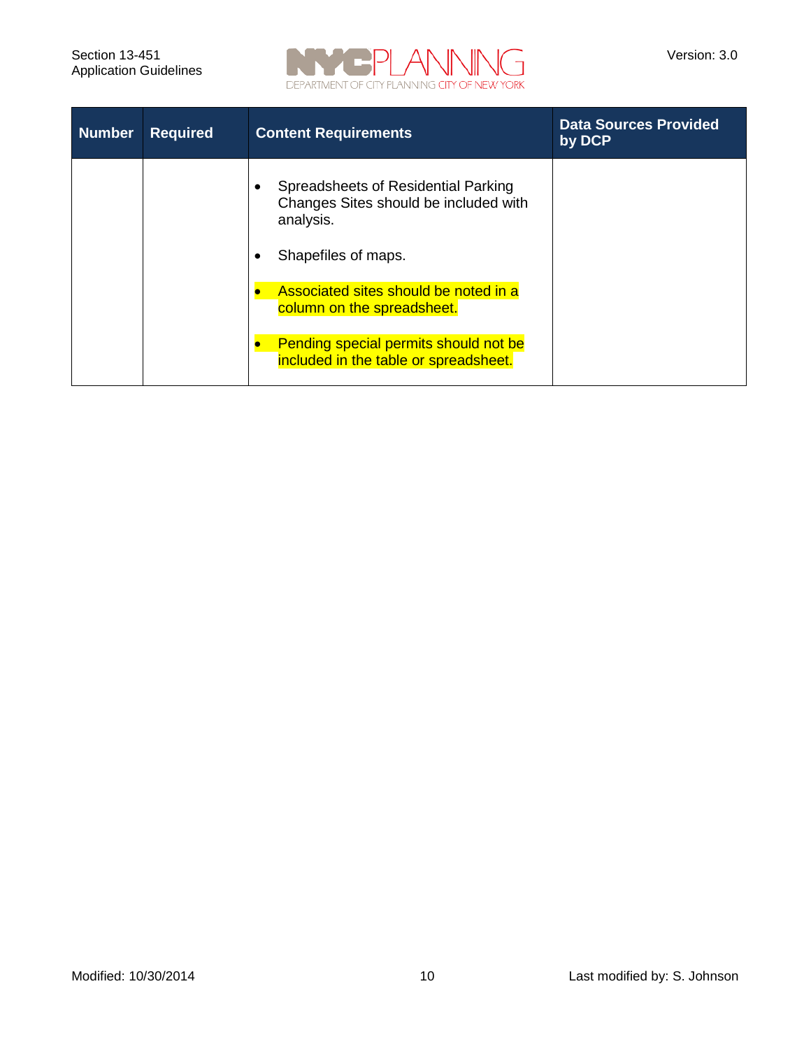| Number | Required | Content Requirements | Data Sources Provided by DCP |
|---|---|---|---|
| | | • Spreadsheets of Residential Parking Changes Sites should be included with analysis.<br><br>• Shapefiles of maps.<br><br>• Associated sites should be noted in a column on the spreadsheet.<br><br>• Pending special permits should not be included in the table or spreadsheet. | |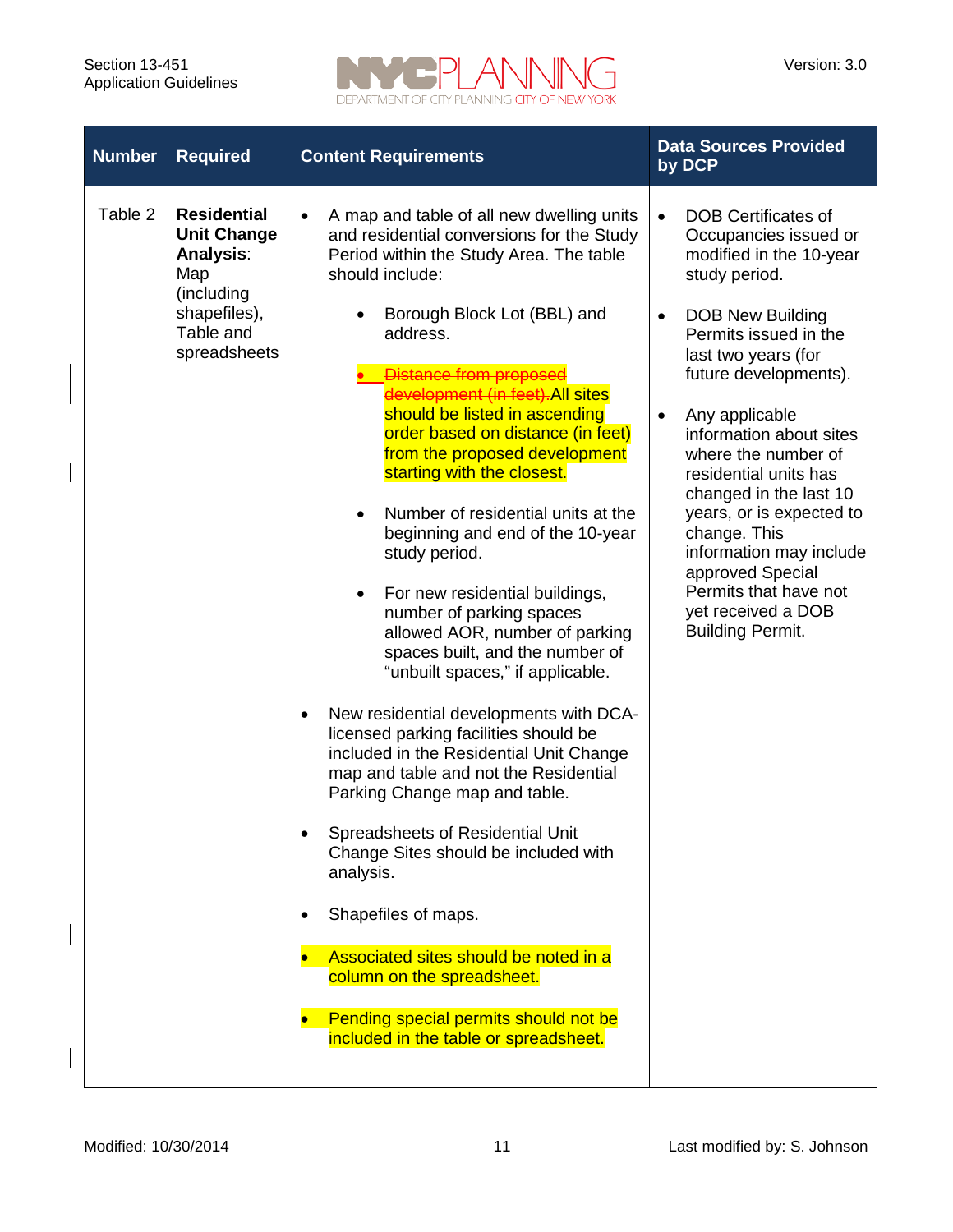| Number | Required | Content Requirements | Data Sources Provided by DCP |
|---|---|---|---|
| Table 2 | **Residential Unit Change Analysis**: Map (including shapefiles), Table and spreadsheets | • A map and table of all new dwelling units and residential conversions for the Study Period within the Study Area. The table should include:<br>  ◦ Borough Block Lot (BBL) and address.<br>  ◦ ~~Distance from proposed development (in feet).~~ All sites should be listed in ascending order based on distance (in feet) from the proposed development starting with the closest.<br>  ◦ Number of residential units at the beginning and end of the 10-year study period.<br>  ◦ For new residential buildings, number of parking spaces allowed AOR, number of parking spaces built, and the number of "unbuilt spaces," if applicable.<br>• New residential developments with DCA-licensed parking facilities should be included in the Residential Unit Change map and table and not the Residential Parking Change map and table.<br>• Spreadsheets of Residential Unit Change Sites should be included with analysis.<br>• Shapefiles of maps.<br>• Associated sites should be noted in a column on the spreadsheet.<br>• Pending special permits should not be included in the table or spreadsheet. | • DOB Certificates of Occupancies issued or modified in the 10-year study period.<br>• DOB New Building Permits issued in the last two years (for future developments).<br>• Any applicable information about sites where the number of residential units has changed in the last 10 years, or is expected to change. This information may include approved Special Permits that have not yet received a DOB Building Permit. |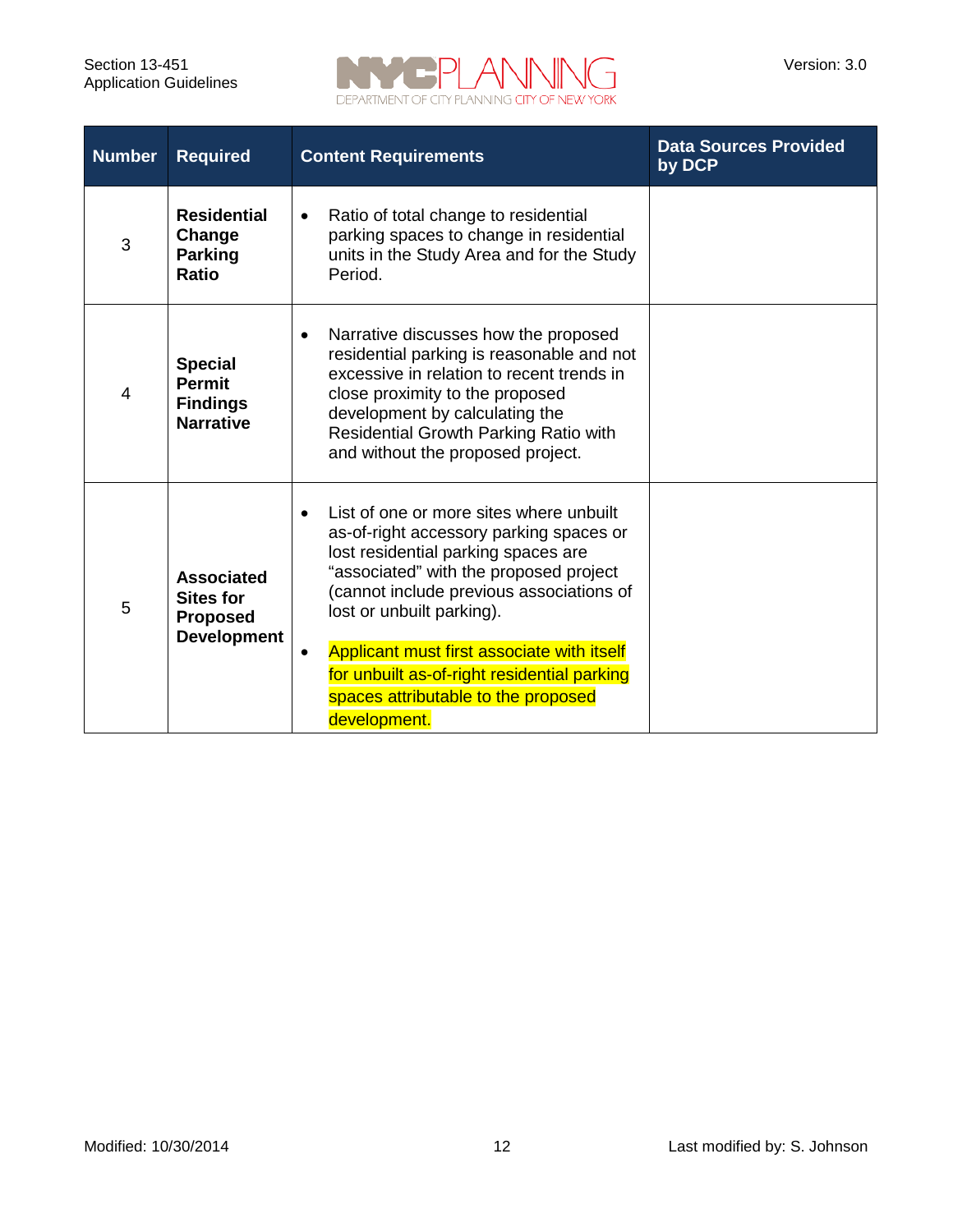| Number | Required | Content Requirements | Data Sources Provided by DCP |
|---|---|---|---|
| 3 | **Residential Change Parking Ratio** | • Ratio of total change to residential parking spaces to change in residential units in the Study Area and for the Study Period. | |
| 4 | **Special Permit Findings Narrative** | • Narrative discusses how the proposed residential parking is reasonable and not excessive in relation to recent trends in close proximity to the proposed development by calculating the Residential Growth Parking Ratio with and without the proposed project. | |
| 5 | **Associated Sites for Proposed Development** | • List of one or more sites where unbuilt as-of-right accessory parking spaces or lost residential parking spaces are "associated" with the proposed project (cannot include previous associations of lost or unbuilt parking).<br>• Applicant must first associate with itself for unbuilt as-of-right residential parking spaces attributable to the proposed development. | |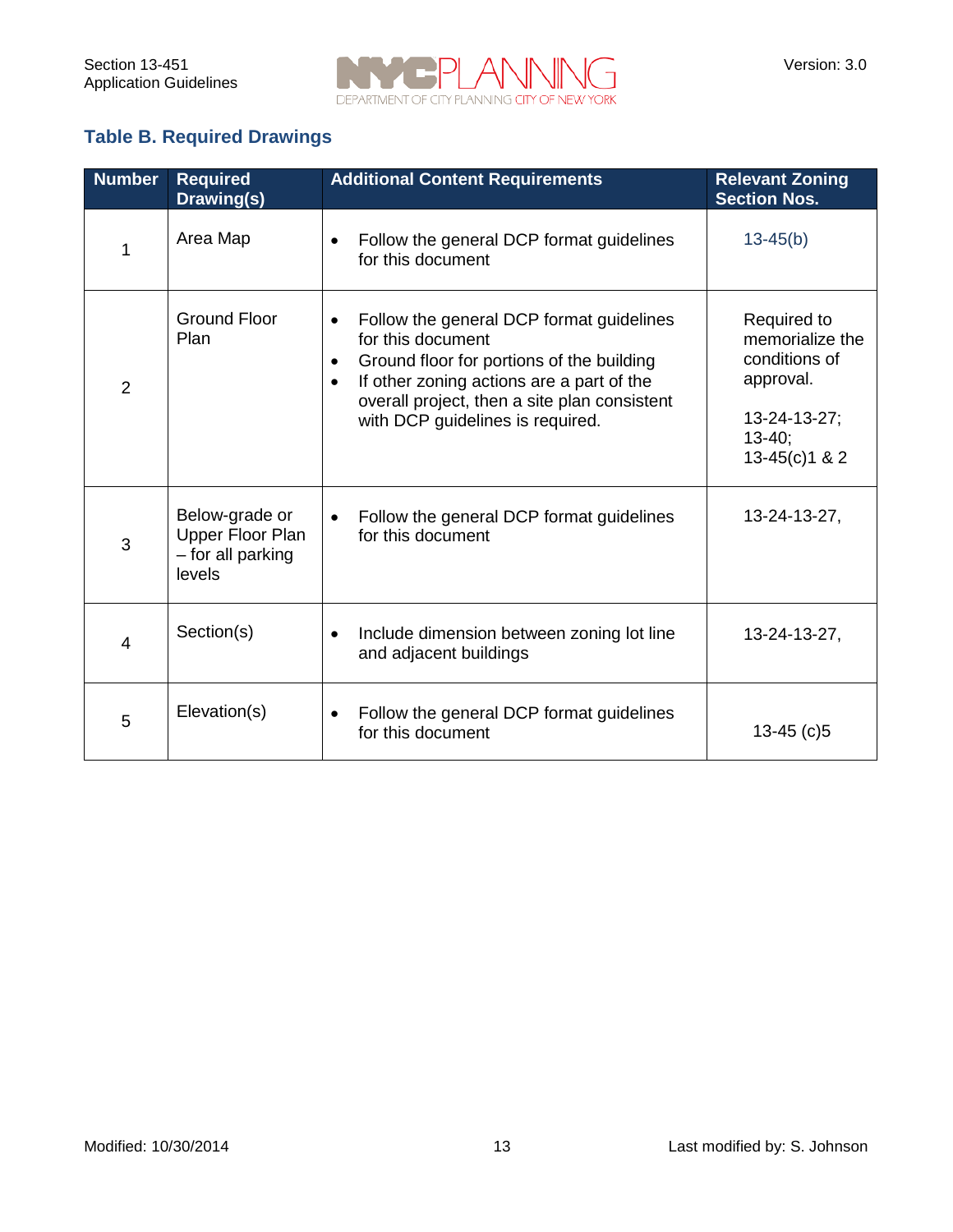## Table B. Required Drawings

| Number | Required Drawing(s) | Additional Content Requirements | Relevant Zoning Section Nos. |
|---|---|---|---|
| 1 | Area Map | • Follow the general DCP format guidelines for this document | 13-45(b) |
| 2 | Ground Floor Plan | • Follow the general DCP format guidelines for this document<br>• Ground floor for portions of the building<br>• If other zoning actions are a part of the overall project, then a site plan consistent with DCP guidelines is required. | Required to memorialize the conditions of approval.<br><br>13-24-13-27;<br>13-40;<br>13-45(c)1 & 2 |
| 3 | Below-grade or Upper Floor Plan – for all parking levels | • Follow the general DCP format guidelines for this document | 13-24-13-27, |
| 4 | Section(s) | • Include dimension between zoning lot line and adjacent buildings | 13-24-13-27, |
| 5 | Elevation(s) | • Follow the general DCP format guidelines for this document | 13-45 (c)5 |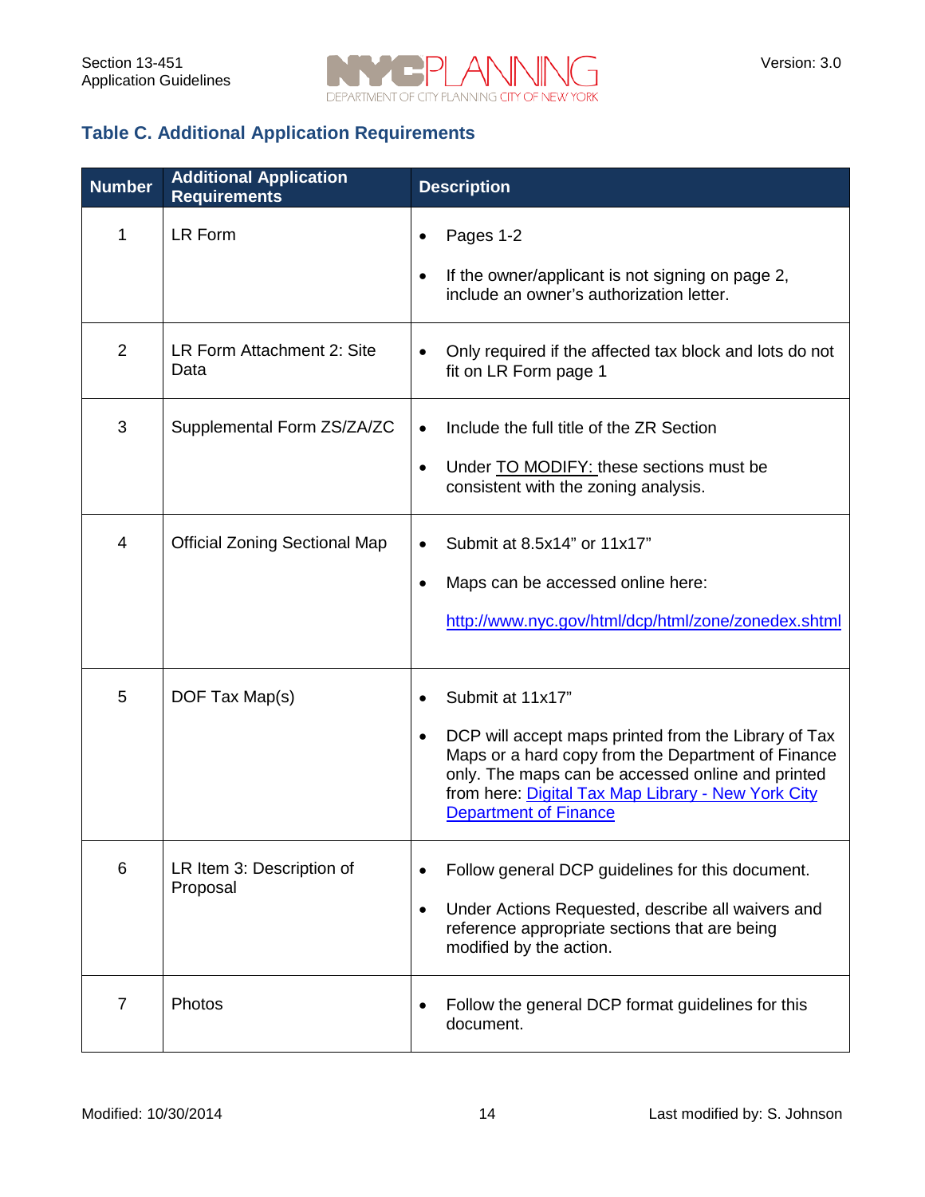### Table C. Additional Application Requirements

| Number | Additional Application Requirements | Description |
|---|---|---|
| 1 | LR Form | • Pages 1-2<br>• If the owner/applicant is not signing on page 2, include an owner's authorization letter. |
| 2 | LR Form Attachment 2: Site Data | • Only required if the affected tax block and lots do not fit on LR Form page 1 |
| 3 | Supplemental Form ZS/ZA/ZC | • Include the full title of the ZR Section<br>• Under TO MODIFY: these sections must be consistent with the zoning analysis. |
| 4 | Official Zoning Sectional Map | • Submit at 8.5x14" or 11x17"<br>• Maps can be accessed online here:<br>http://www.nyc.gov/html/dcp/html/zone/zonedex.shtml |
| 5 | DOF Tax Map(s) | • Submit at 11x17"<br>• DCP will accept maps printed from the Library of Tax Maps or a hard copy from the Department of Finance only. The maps can be accessed online and printed from here: Digital Tax Map Library - New York City Department of Finance |
| 6 | LR Item 3: Description of Proposal | • Follow general DCP guidelines for this document.<br>• Under Actions Requested, describe all waivers and reference appropriate sections that are being modified by the action. |
| 7 | Photos | • Follow the general DCP format guidelines for this document. |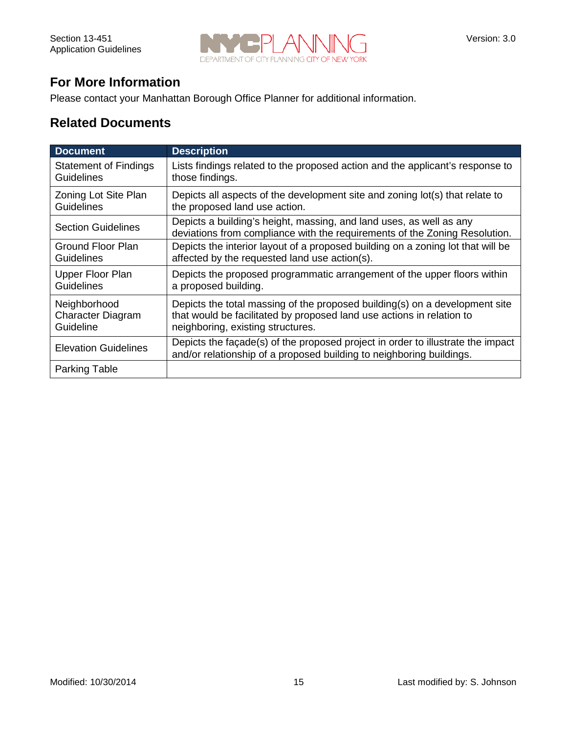## For More Information

Please contact your Manhattan Borough Office Planner for additional information.

## Related Documents

| Document | Description |
|---|---|
| Statement of Findings Guidelines | Lists findings related to the proposed action and the applicant's response to those findings. |
| Zoning Lot Site Plan Guidelines | Depicts all aspects of the development site and zoning lot(s) that relate to the proposed land use action. |
| Section Guidelines | Depicts a building's height, massing, and land uses, as well as any deviations from compliance with the requirements of the Zoning Resolution. |
| Ground Floor Plan Guidelines | Depicts the interior layout of a proposed building on a zoning lot that will be affected by the requested land use action(s). |
| Upper Floor Plan Guidelines | Depicts the proposed programmatic arrangement of the upper floors within a proposed building. |
| Neighborhood Character Diagram Guideline | Depicts the total massing of the proposed building(s) on a development site that would be facilitated by proposed land use actions in relation to neighboring, existing structures. |
| Elevation Guidelines | Depicts the façade(s) of the proposed project in order to illustrate the impact and/or relationship of a proposed building to neighboring buildings. |
| Parking Table | |